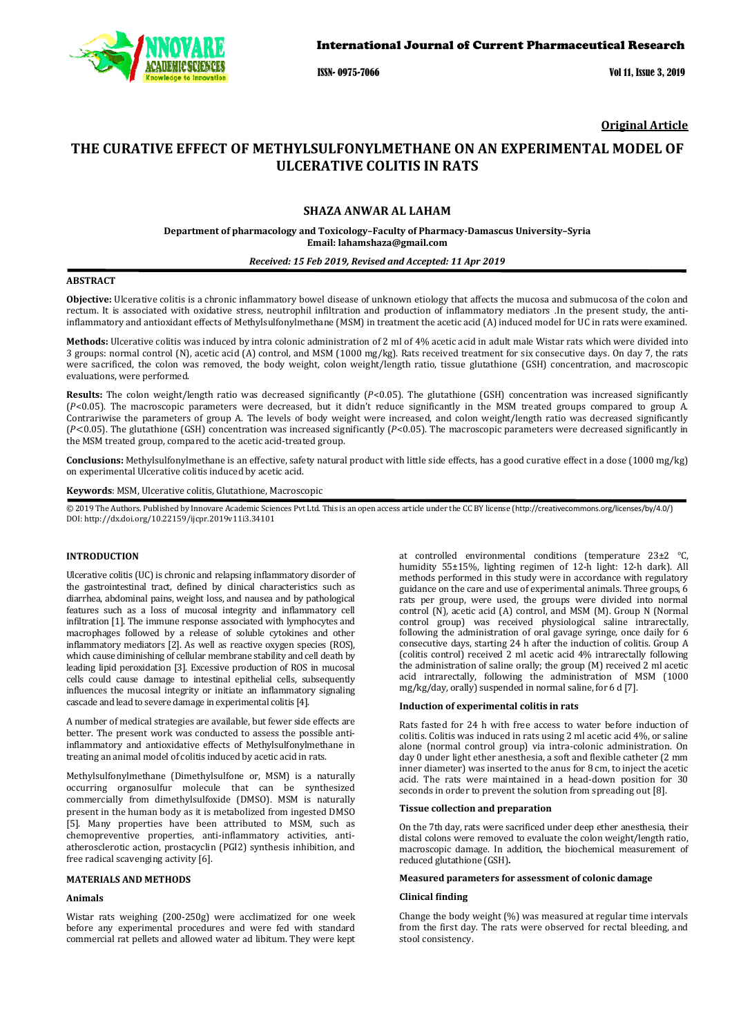Original Article

# THE CURATIVE EFFECT OF METHYLSULFONYLMETHANE ON AN EXPERIMENTAL MODEL OF ULCERATIVE COLITIS IN RATS

**SHAZA ANWAR AL LAHAM**

**Department of pharmacology and Toxicology–Faculty of Pharmacy-Damascus University–Syria**
**Email: lahamshaza@gmail.com**

*Received: 15 Feb 2019, Revised and Accepted: 11 Apr 2019*

## ABSTRACT

**Objective:** Ulcerative colitis is a chronic inflammatory bowel disease of unknown etiology that affects the mucosa and submucosa of the colon and rectum. It is associated with oxidative stress, neutrophil infiltration and production of inflammatory mediators .In the present study, the anti-inflammatory and antioxidant effects of Methylsulfonylmethane (MSM) in treatment the acetic acid (A) induced model for UC in rats were examined.

**Methods:** Ulcerative colitis was induced by intra colonic administration of 2 ml of 4% acetic acid in adult male Wistar rats which were divided into 3 groups: normal control (N), acetic acid (A) control, and MSM (1000 mg/kg). Rats received treatment for six consecutive days. On day 7, the rats were sacrificed, the colon was removed, the body weight, colon weight/length ratio, tissue glutathione (GSH) concentration, and macroscopic evaluations, were performed.

**Results:** The colon weight/length ratio was decreased significantly (*P*<0.05). The glutathione (GSH) concentration was increased significantly (*P*<0.05). The macroscopic parameters were decreased, but it didn't reduce significantly in the MSM treated groups compared to group A. Contrariwise the parameters of group A. The levels of body weight were increased, and colon weight/length ratio was decreased significantly (*P*<0.05). The glutathione (GSH) concentration was increased significantly (*P*<0.05). The macroscopic parameters were decreased significantly in the MSM treated group, compared to the acetic acid-treated group.

**Conclusions:** Methylsulfonylmethane is an effective, safety natural product with little side effects, has a good curative effect in a dose (1000 mg/kg) on experimental Ulcerative colitis induced by acetic acid.

**Keywords**: MSM, Ulcerative colitis, Glutathione, Macroscopic

© 2019 The Authors. Published by Innovare Academic Sciences Pvt Ltd. This is an open access article under the CC BY license (http://creativecommons.org/licenses/by/4.0/)
DOI: http://dx.doi.org/10.22159/ijcpr.2019v11i3.34101

## INTRODUCTION

Ulcerative colitis (UC) is chronic and relapsing inflammatory disorder of the gastrointestinal tract, defined by clinical characteristics such as diarrhea, abdominal pains, weight loss, and nausea and by pathological features such as a loss of mucosal integrity and inflammatory cell infiltration [1]. The immune response associated with lymphocytes and macrophages followed by a release of soluble cytokines and other inflammatory mediators [2]. As well as reactive oxygen species (ROS), which cause diminishing of cellular membrane stability and cell death by leading lipid peroxidation [3]. Excessive production of ROS in mucosal cells could cause damage to intestinal epithelial cells, subsequently influences the mucosal integrity or initiate an inflammatory signaling cascade and lead to severe damage in experimental colitis [4].

A number of medical strategies are available, but fewer side effects are better. The present work was conducted to assess the possible anti-inflammatory and antioxidative effects of Methylsulfonylmethane in treating an animal model of colitis induced by acetic acid in rats.

Methylsulfonylmethane (Dimethylsulfone or, MSM) is a naturally occurring organosulfur molecule that can be synthesized commercially from dimethylsulfoxide (DMSO). MSM is naturally present in the human body as it is metabolized from ingested DMSO [5]. Many properties have been attributed to MSM, such as chemopreventive properties, anti-inflammatory activities, anti-atherosclerotic action, prostacyclin (PGI2) synthesis inhibition, and free radical scavenging activity [6].

## MATERIALS AND METHODS

### Animals

Wistar rats weighing (200-250g) were acclimatized for one week before any experimental procedures and were fed with standard commercial rat pellets and allowed water ad libitum. They were kept at controlled environmental conditions (temperature 23±2 °C, humidity 55±15%, lighting regimen of 12-h light: 12-h dark). All methods performed in this study were in accordance with regulatory guidance on the care and use of experimental animals. Three groups, 6 rats per group, were used, the groups were divided into normal control (N), acetic acid (A) control, and MSM (M). Group N (Normal control group) was received physiological saline intrarectally, following the administration of oral gavage saline, once daily for 6 consecutive days, starting 24 h after the induction of colitis. Group A (colitis control) received 2 ml acetic acid 4% intrarectally following the administration of saline orally; the group (M) received 2 ml acetic acid intrarectally, following the administration of MSM (1000 mg/kg/day, orally) suspended in normal saline, for 6 d [7].

### Induction of experimental colitis in rats

Rats fasted for 24 h with free access to water before induction of colitis. Colitis was induced in rats using 2 ml acetic acid 4%, or saline alone (normal control group) via intra-colonic administration. On day 0 under light ether anesthesia, a soft and flexible catheter (2 mm inner diameter) was inserted to the anus for 8 cm, to inject the acetic acid. The rats were maintained in a head-down position for 30 seconds in order to prevent the solution from spreading out [8].

### Tissue collection and preparation

On the 7th day, rats were sacrificed under deep ether anesthesia, their distal colons were removed to evaluate the colon weight/length ratio, macroscopic damage. In addition, the biochemical measurement of reduced glutathione (GSH).

### Measured parameters for assessment of colonic damage

### Clinical finding

Change the body weight (%) was measured at regular time intervals from the first day. The rats were observed for rectal bleeding, and stool consistency.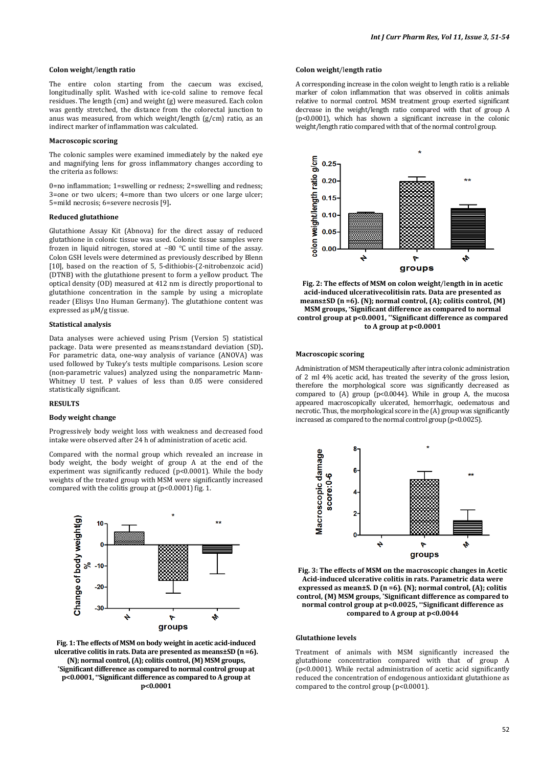### Colon weight/length ratio

The entire colon starting from the caecum was excised, longitudinally split. Washed with ice-cold saline to remove fecal residues. The length (cm) and weight (g) were measured. Each colon was gently stretched, the distance from the colorectal junction to anus was measured, from which weight/length (g/cm) ratio, as an indirect marker of inflammation was calculated.

### Macroscopic scoring

The colonic samples were examined immediately by the naked eye and magnifying lens for gross inflammatory changes according to the criteria as follows:

0=no inflammation; 1=swelling or redness; 2=swelling and redness; 3=one or two ulcers; 4=more than two ulcers or one large ulcer; 5=mild necrosis; 6=severe necrosis [9].

### Reduced glutathione

Glutathione Assay Kit (Abnova) for the direct assay of reduced glutathione in colonic tissue was used. Colonic tissue samples were frozen in liquid nitrogen, stored at −80 °C until time of the assay. Colon GSH levels were determined as previously described by Blenn [10], based on the reaction of 5, 5-dithiobis-(2-nitrobenzoic acid) (DTNB) with the glutathione present to form a yellow product. The optical density (OD) measured at 412 nm is directly proportional to glutathione concentration in the sample by using a microplate reader (Elisys Uno Human Germany). The glutathione content was expressed as μM/g tissue.

### Statistical analysis

Data analyses were achieved using Prism (Version 5) statistical package. Data were presented as means±standard deviation (SD). For parametric data, one-way analysis of variance (ANOVA) was used followed by Tukey's tests multiple comparisons. Lesion score (non-parametric values) analyzed using the nonparametric Mann-Whitney U test. P values of less than 0.05 were considered statistically significant.

## RESULTS

### Body weight change

Progressively body weight loss with weakness and decreased food intake were observed after 24 h of administration of acetic acid.

Compared with the normal group which revealed an increase in body weight, the body weight of group A at the end of the experiment was significantly reduced ($p<0.0001$). While the body weights of the treated group with MSM were significantly increased compared with the colitis group at ($p<0.0001$) fig. 1.

Change of body weight(g) %
10
0
-10
-20
-30
*
**
N
A
M
groups

**Fig. 1: The effects of MSM on body weight in acetic acid-induced ulcerative colitis in rats. Data are presented as means±SD (n =6). (N); normal control, (A); colitis control, (M) MSM groups, *Significant difference as compared to normal control group at p<0.0001, **Significant difference as compared to A group at p<0.0001**

### Colon weight/length ratio

A corresponding increase in the colon weight to length ratio is a reliable marker of colon inflammation that was observed in colitis animals relative to normal control. MSM treatment group exerted significant decrease in the weight/length ratio compared with that of group A ($p<0.0001$), which has shown a significant increase in the colonic weight/length ratio compared with that of the normal control group.

colon weight/length ratio g/cm
0.25
0.20
0.15
0.10
0.05
0.00
*
**
N
A
M
groups

**Fig. 2: The effects of MSM on colon weight/length in in acetic acid-induced ulcerativecolitisin rats. Data are presented as means±SD (n =6). (N); normal control, (A); colitis control, (M) MSM groups, *Significant difference as compared to normal control group at p<0.0001, **Significant difference as compared to A group at p<0.0001**

### Macroscopic scoring

Administration of MSM therapeutically after intra colonic administration of 2 ml 4% acetic acid, has treated the severity of the gross lesion, therefore the morphological score was significantly decreased as compared to (A) group ($p<0.0044$). While in group A, the mucosa appeared macroscopically ulcerated, hemorrhagic, oedematous and necrotic. Thus, the morphological score in the (A) group was significantly increased as compared to the normal control group ($p<0.0025$).

Macroscopic damage score:0-6
8
6
4
2
0
*
**
N
A
M
groups

**Fig. 3: The effects of MSM on the macroscopic changes in Acetic Acid-induced ulcerative colitis in rats. Parametric data were expressed as mean±S. D (n =6). (N); normal control, (A); colitis control, (M) MSM groups, *Significant difference as compared to normal control group at p<0.0025, **Significant difference as compared to A group at p<0.0044**

### Glutathione levels

Treatment of animals with MSM significantly increased the glutathione concentration compared with that of group A ($p<0.0001$). While rectal administration of acetic acid significantly reduced the concentration of endogenous antioxidant glutathione as compared to the control group ($p<0.0001$).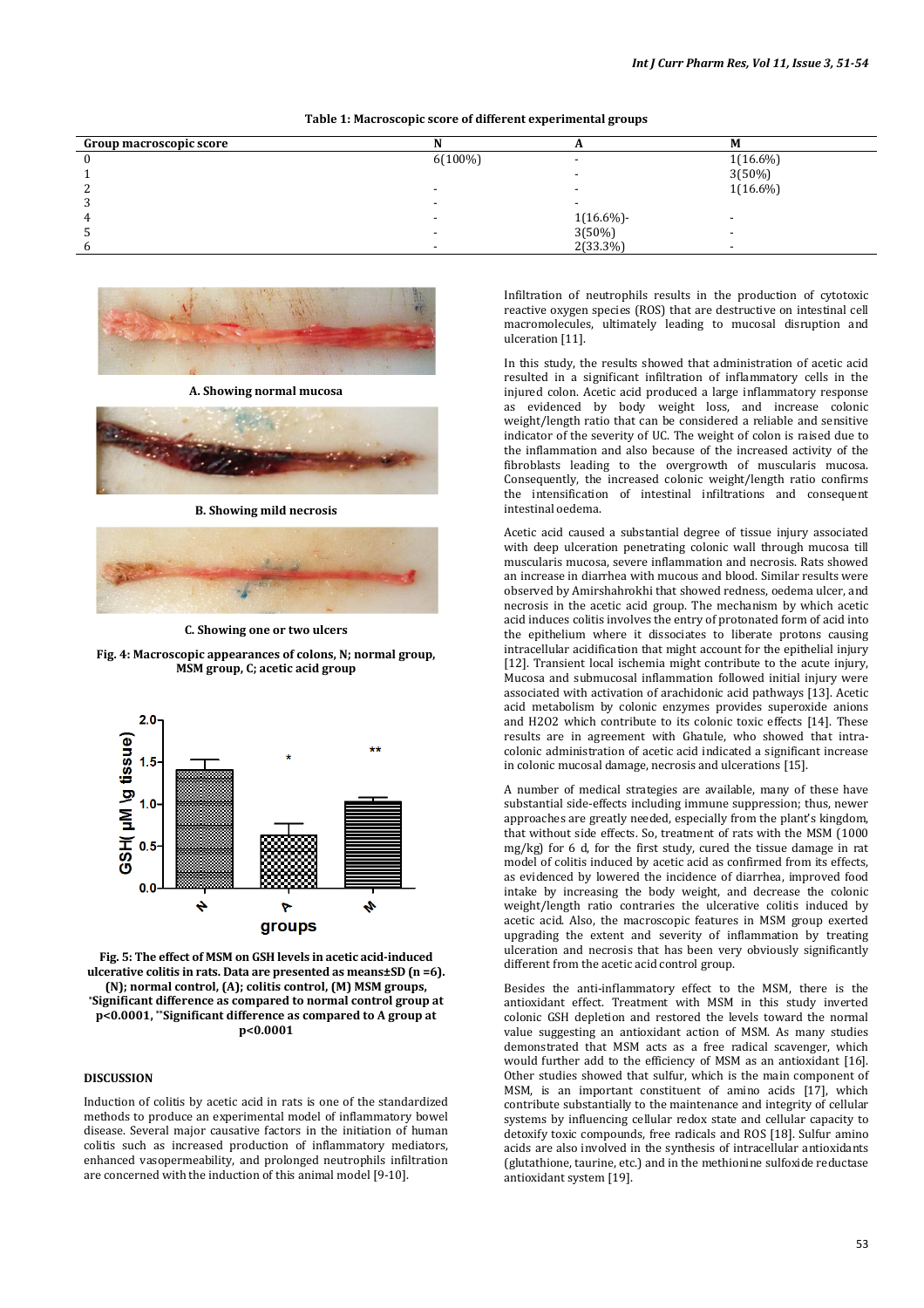**Table 1: Macroscopic score of different experimental groups**

| Group macroscopic score | N | A | M |
|---|---|---|---|
| 0 | 6(100%) | - | 1(16.6%) |
| 1 | | - | 3(50%) |
| 2 | - | - | 1(16.6%) |
| 3 | - | - | |
| 4 | - | 1(16.6%)- | - |
| 5 | - | 3(50%) | - |
| 6 | - | 2(33.3%) | - |

**A. Showing normal mucosa**

**B. Showing mild necrosis**

**C. Showing one or two ulcers**

**Fig. 4: Macroscopic appearances of colons, N; normal group, MSM group, C; acetic acid group**

2.0
1.5
1.0
0.5
0.0
GSH( µM \g tissue)
*
**
N
A
M
groups

**Fig. 5: The effect of MSM on GSH levels in acetic acid-induced ulcerative colitis in rats. Data are presented as means±SD (n =6). (N); normal control, (A); colitis control, (M) MSM groups, *Significant difference as compared to normal control group at p<0.0001, **Significant difference as compared to A group at p<0.0001**

## DISCUSSION

Induction of colitis by acetic acid in rats is one of the standardized methods to produce an experimental model of inflammatory bowel disease. Several major causative factors in the initiation of human colitis such as increased production of inflammatory mediators, enhanced vasopermeability, and prolonged neutrophils infiltration are concerned with the induction of this animal model [9-10].

Infiltration of neutrophils results in the production of cytotoxic reactive oxygen species (ROS) that are destructive on intestinal cell macromolecules, ultimately leading to mucosal disruption and ulceration [11].

In this study, the results showed that administration of acetic acid resulted in a significant infiltration of inflammatory cells in the injured colon. Acetic acid produced a large inflammatory response as evidenced by body weight loss, and increase colonic weight/length ratio that can be considered a reliable and sensitive indicator of the severity of UC. The weight of colon is raised due to the inflammation and also because of the increased activity of the fibroblasts leading to the overgrowth of muscularis mucosa. Consequently, the increased colonic weight/length ratio confirms the intensification of intestinal infiltrations and consequent intestinal oedema.

Acetic acid caused a substantial degree of tissue injury associated with deep ulceration penetrating colonic wall through mucosa till muscularis mucosa, severe inflammation and necrosis. Rats showed an increase in diarrhea with mucous and blood. Similar results were observed by Amirshahrokhi that showed redness, oedema ulcer, and necrosis in the acetic acid group. The mechanism by which acetic acid induces colitis involves the entry of protonated form of acid into the epithelium where it dissociates to liberate protons causing intracellular acidification that might account for the epithelial injury [12]. Transient local ischemia might contribute to the acute injury, Mucosa and submucosal inflammation followed initial injury were associated with activation of arachidonic acid pathways [13]. Acetic acid metabolism by colonic enzymes provides superoxide anions and $H_2O_2$ which contribute to its colonic toxic effects [14]. These results are in agreement with Ghatule, who showed that intra-colonic administration of acetic acid indicated a significant increase in colonic mucosal damage, necrosis and ulcerations [15].

A number of medical strategies are available, many of these have substantial side-effects including immune suppression; thus, newer approaches are greatly needed, especially from the plant's kingdom, that without side effects. So, treatment of rats with the MSM (1000 mg/kg) for 6 d, for the first study, cured the tissue damage in rat model of colitis induced by acetic acid as confirmed from its effects, as evidenced by lowered the incidence of diarrhea, improved food intake by increasing the body weight, and decrease the colonic weight/length ratio contraries the ulcerative colitis induced by acetic acid. Also, the macroscopic features in MSM group exerted upgrading the extent and severity of inflammation by treating ulceration and necrosis that has been very obviously significantly different from the acetic acid control group.

Besides the anti-inflammatory effect to the MSM, there is the antioxidant effect. Treatment with MSM in this study inverted colonic GSH depletion and restored the levels toward the normal value suggesting an antioxidant action of MSM. As many studies demonstrated that MSM acts as a free radical scavenger, which would further add to the efficiency of MSM as an antioxidant [16]. Other studies showed that sulfur, which is the main component of MSM, is an important constituent of amino acids [17], which contribute substantially to the maintenance and integrity of cellular systems by influencing cellular redox state and cellular capacity to detoxify toxic compounds, free radicals and ROS [18]. Sulfur amino acids are also involved in the synthesis of intracellular antioxidants (glutathione, taurine, etc.) and in the methionine sulfoxide reductase antioxidant system [19].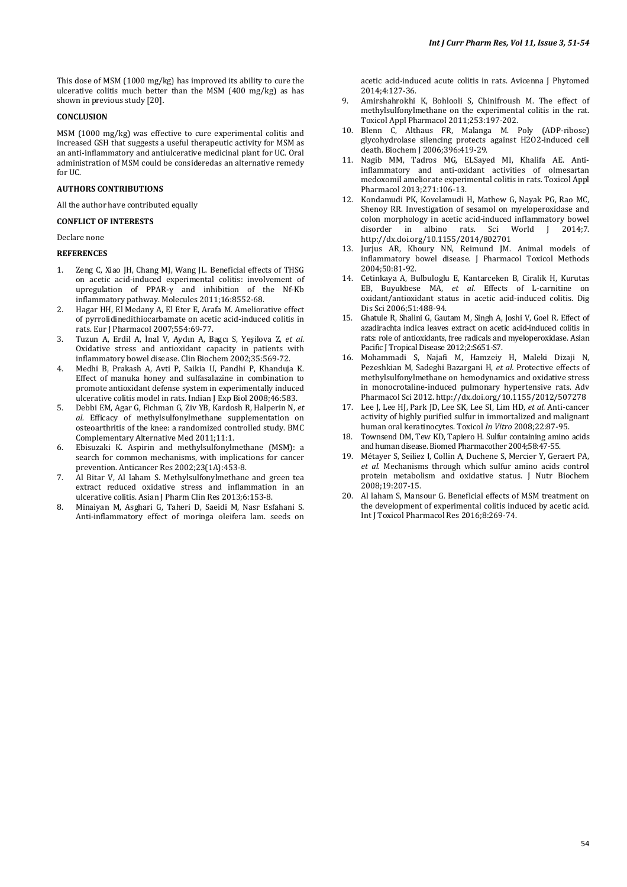This dose of MSM (1000 mg/kg) has improved its ability to cure the ulcerative colitis much better than the MSM (400 mg/kg) as has shown in previous study [20].

## CONCLUSION

MSM (1000 mg/kg) was effective to cure experimental colitis and increased GSH that suggests a useful therapeutic activity for MSM as an anti-inflammatory and antiulcerative medicinal plant for UC. Oral administration of MSM could be consideredas an alternative remedy for UC.

## AUTHORS CONTRIBUTIONS

All the author have contributed equally

## CONFLICT OF INTERESTS

Declare none

## REFERENCES

1. Zeng C, Xiao JH, Chang MJ, Wang JL. Beneficial effects of THSG on acetic acid-induced experimental colitis: involvement of upregulation of PPAR-γ and inhibition of the Nf-Kb inflammatory pathway. Molecules 2011;16:8552-68.
2. Hagar HH, El Medany A, El Eter E, Arafa M. Ameliorative effect of pyrrolidinedithiocarbamate on acetic acid-induced colitis in rats. Eur J Pharmacol 2007;554:69-77.
3. Tuzun A, Erdil A, İnal V, Aydın A, Bagcı S, Yeşilova Z, *et al.* Oxidative stress and antioxidant capacity in patients with inflammatory bowel disease. Clin Biochem 2002;35:569-72.
4. Medhi B, Prakash A, Avti P, Saikia U, Pandhi P, Khanduja K. Effect of manuka honey and sulfasalazine in combination to promote antioxidant defense system in experimentally induced ulcerative colitis model in rats. Indian J Exp Biol 2008;46:583.
5. Debbi EM, Agar G, Fichman G, Ziv YB, Kardosh R, Halperin N, *et al.* Efficacy of methylsulfonylmethane supplementation on osteoarthritis of the knee: a randomized controlled study. BMC Complementary Alternative Med 2011;11:1.
6. Ebisuzaki K. Aspirin and methylsulfonylmethane (MSM): a search for common mechanisms, with implications for cancer prevention. Anticancer Res 2002;23(1A):453-8.
7. Al Bitar V, Al laham S. Methylsulfonylmethane and green tea extract reduced oxidative stress and inflammation in an ulcerative colitis. Asian J Pharm Clin Res 2013;6:153-8.
8. Minaiyan M, Asghari G, Taheri D, Saeidi M, Nasr Esfahani S. Anti-inflammatory effect of moringa oleifera lam. seeds on acetic acid-induced acute colitis in rats. Avicenna J Phytomed 2014;4:127-36.
9. Amirshahrokhi K, Bohlooli S, Chinifroush M. The effect of methylsulfonylmethane on the experimental colitis in the rat. Toxicol Appl Pharmacol 2011;253:197-202.
10. Blenn C, Althaus FR, Malanga M. Poly (ADP-ribose) glycohydrolase silencing protects against H2O2-induced cell death. Biochem J 2006;396:419-29.
11. Nagib MM, Tadros MG, ELSayed MI, Khalifa AE. Anti-inflammatory and anti-oxidant activities of olmesartan medoxomil ameliorate experimental colitis in rats. Toxicol Appl Pharmacol 2013;271:106-13.
12. Kondamudi PK, Kovelamudi H, Mathew G, Nayak PG, Rao MC, Shenoy RR. Investigation of sesamol on myeloperoxidase and colon morphology in acetic acid-induced inflammatory bowel disorder in albino rats. Sci World J 2014;7. http://dx.doi.org/10.1155/2014/802701
13. Jurjus AR, Khoury NN, Reimund JM. Animal models of inflammatory bowel disease. J Pharmacol Toxicol Methods 2004;50:81-92.
14. Cetinkaya A, Bulbuloglu E, Kantarceken B, Ciralik H, Kurutas EB, Buyukbese MA, *et al.* Effects of L-carnitine on oxidant/antioxidant status in acetic acid-induced colitis. Dig Dis Sci 2006;51:488-94.
15. Ghatule R, Shalini G, Gautam M, Singh A, Joshi V, Goel R. Effect of azadirachta indica leaves extract on acetic acid-induced colitis in rats: role of antioxidants, free radicals and myeloperoxidase. Asian Pacific J Tropical Disease 2012;2:S651-S7.
16. Mohammadi S, Najafi M, Hamzeiy H, Maleki Dizaji N, Pezeshkian M, Sadeghi Bazargani H, *et al.* Protective effects of methylsulfonylmethane on hemodynamics and oxidative stress in monocrotaline-induced pulmonary hypertensive rats. Adv Pharmacol Sci 2012. http://dx.doi.org/10.1155/2012/507278
17. Lee J, Lee HJ, Park JD, Lee SK, Lee SI, Lim HD, *et al.* Anti-cancer activity of highly purified sulfur in immortalized and malignant human oral keratinocytes. Toxicol *In Vitro* 2008;22:87-95.
18. Townsend DM, Tew KD, Tapiero H. Sulfur containing amino acids and human disease. Biomed Pharmacother 2004;58:47-55.
19. Métayer S, Seiliez I, Collin A, Duchene S, Mercier Y, Geraert PA, *et al.* Mechanisms through which sulfur amino acids control protein metabolism and oxidative status. J Nutr Biochem 2008;19:207-15.
20. Al laham S, Mansour G. Beneficial effects of MSM treatment on the development of experimental colitis induced by acetic acid. Int J Toxicol Pharmacol Res 2016;8:269-74.